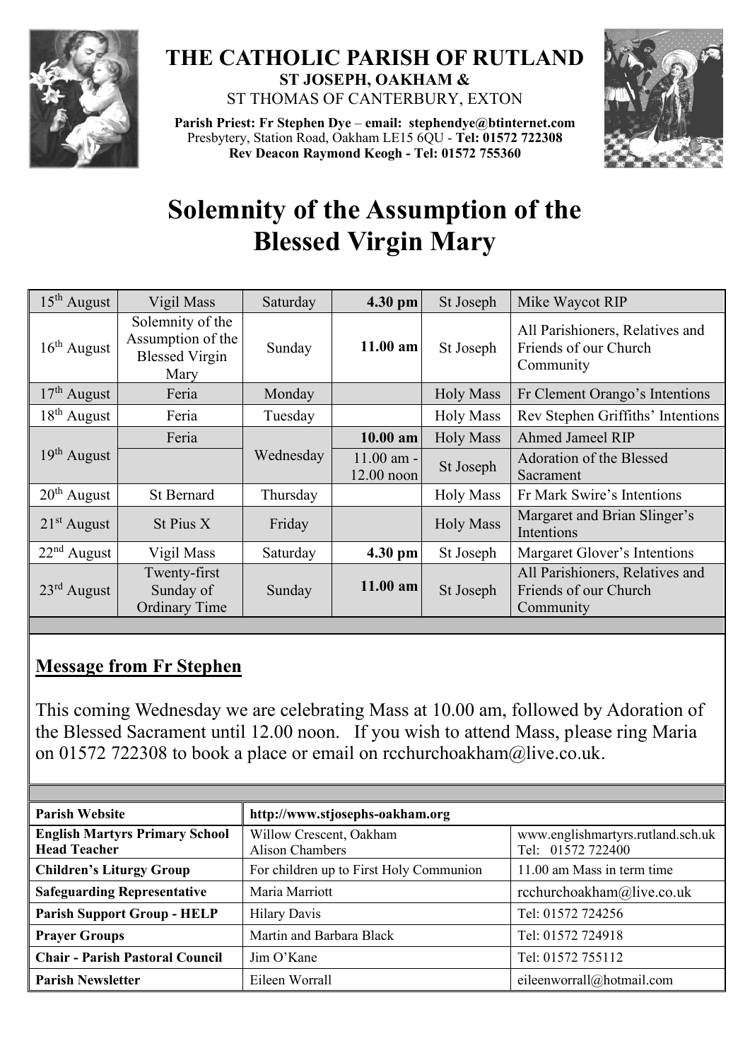# THE CATHOLIC PARISH OF RUTLAND

**ST JOSEPH, OAKHAM &**
ST THOMAS OF CANTERBURY, EXTON

**Parish Priest: Fr Stephen Dye** – **email: stephendye@btinternet.com**
Presbytery, Station Road, Oakham LE15 6QU - **Tel: 01572 722308**
**Rev Deacon Raymond Keogh - Tel: 01572 755360**

# Solemnity of the Assumption of the Blessed Virgin Mary

| | | | | | |
|---|---|---|---|---|---|
| 15th August | Vigil Mass | Saturday | **4.30 pm** | St Joseph | Mike Waycot RIP |
| 16th August | Solemnity of the Assumption of the Blessed Virgin Mary | Sunday | **11.00 am** | St Joseph | All Parishioners, Relatives and Friends of our Church Community |
| 17th August | Feria | Monday | | Holy Mass | Fr Clement Orango's Intentions |
| 18th August | Feria | Tuesday | | Holy Mass | Rev Stephen Griffiths' Intentions |
| 19th August | Feria | Wednesday | **10.00 am** | Holy Mass | Ahmed Jameel RIP |
| | | | 11.00 am - 12.00 noon | St Joseph | Adoration of the Blessed Sacrament |
| 20th August | St Bernard | Thursday | | Holy Mass | Fr Mark Swire's Intentions |
| 21st August | St Pius X | Friday | | Holy Mass | Margaret and Brian Slinger's Intentions |
| 22nd August | Vigil Mass | Saturday | **4.30 pm** | St Joseph | Margaret Glover's Intentions |
| 23rd August | Twenty-first Sunday of Ordinary Time | Sunday | **11.00 am** | St Joseph | All Parishioners, Relatives and Friends of our Church Community |

## Message from Fr Stephen

This coming Wednesday we are celebrating Mass at 10.00 am, followed by Adoration of the Blessed Sacrament until 12.00 noon. If you wish to attend Mass, please ring Maria on 01572 722308 to book a place or email on rcchurchoakham@live.co.uk.

| **Parish Website** | **http://www.stjosephs-oakham.org** | |
|---|---|---|
| **English Martyrs Primary School Head Teacher** | Willow Crescent, Oakham Alison Chambers | www.englishmartyrs.rutland.sch.uk Tel: 01572 722400 |
| **Children's Liturgy Group** | For children up to First Holy Communion | 11.00 am Mass in term time |
| **Safeguarding Representative** | Maria Marriott | rcchurchoakham@live.co.uk |
| **Parish Support Group - HELP** | Hilary Davis | Tel: 01572 724256 |
| **Prayer Groups** | Martin and Barbara Black | Tel: 01572 724918 |
| **Chair - Parish Pastoral Council** | Jim O'Kane | Tel: 01572 755112 |
| **Parish Newsletter** | Eileen Worrall | eileenworrall@hotmail.com |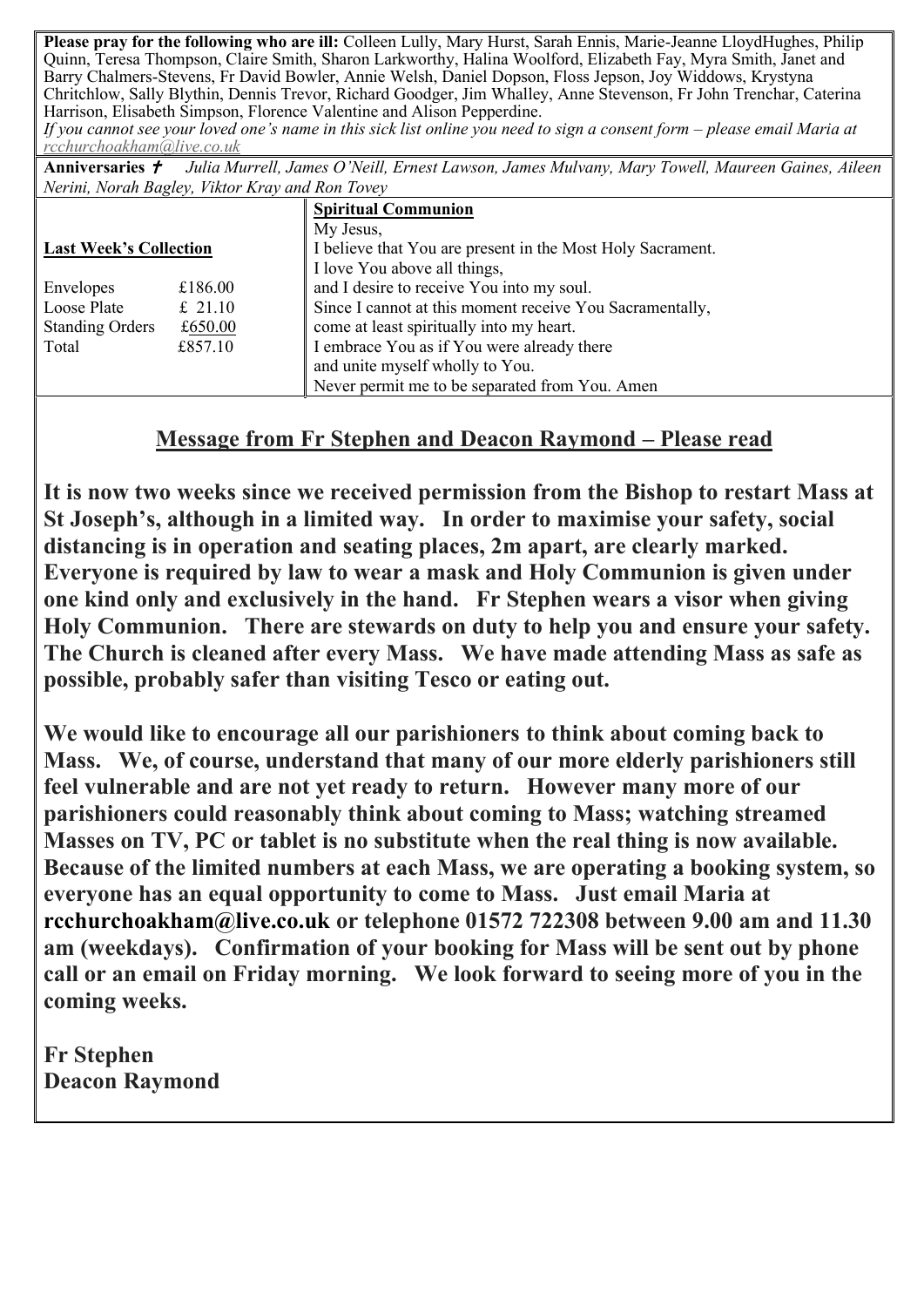**Please pray for the following who are ill:** Colleen Lully, Mary Hurst, Sarah Ennis, Marie-Jeanne LloydHughes, Philip Quinn, Teresa Thompson, Claire Smith, Sharon Larkworthy, Halina Woolford, Elizabeth Fay, Myra Smith, Janet and Barry Chalmers-Stevens, Fr David Bowler, Annie Welsh, Daniel Dopson, Floss Jepson, Joy Widdows, Krystyna Chritchlow, Sally Blythin, Dennis Trevor, Richard Goodger, Jim Whalley, Anne Stevenson, Fr John Trenchar, Caterina Harrison, Elisabeth Simpson, Florence Valentine and Alison Pepperdine.

*If you cannot see your loved one's name in this sick list online you need to sign a consent form – please email Maria at rcchurchoakham@live.co.uk*

**Anniversaries ✝** *Julia Murrell, James O'Neill, Ernest Lawson, James Mulvany, Mary Towell, Maureen Gaines, Aileen Nerini, Norah Bagley, Viktor Kray and Ron Tovey*

**Last Week's Collection**

| | |
|---|---|
| Envelopes | £186.00 |
| Loose Plate | £ 21.10 |
| Standing Orders | £650.00 |
| Total | £857.10 |

**Spiritual Communion**

My Jesus,
I believe that You are present in the Most Holy Sacrament.
I love You above all things,
and I desire to receive You into my soul.
Since I cannot at this moment receive You Sacramentally,
come at least spiritually into my heart.
I embrace You as if You were already there
and unite myself wholly to You.
Never permit me to be separated from You. Amen

## Message from Fr Stephen and Deacon Raymond – Please read

**It is now two weeks since we received permission from the Bishop to restart Mass at St Joseph's, although in a limited way. In order to maximise your safety, social distancing is in operation and seating places, 2m apart, are clearly marked. Everyone is required by law to wear a mask and Holy Communion is given under one kind only and exclusively in the hand. Fr Stephen wears a visor when giving Holy Communion. There are stewards on duty to help you and ensure your safety. The Church is cleaned after every Mass. We have made attending Mass as safe as possible, probably safer than visiting Tesco or eating out.**

**We would like to encourage all our parishioners to think about coming back to Mass. We, of course, understand that many of our more elderly parishioners still feel vulnerable and are not yet ready to return. However many more of our parishioners could reasonably think about coming to Mass; watching streamed Masses on TV, PC or tablet is no substitute when the real thing is now available. Because of the limited numbers at each Mass, we are operating a booking system, so everyone has an equal opportunity to come to Mass. Just email Maria at rcchurchoakham@live.co.uk or telephone 01572 722308 between 9.00 am and 11.30 am (weekdays). Confirmation of your booking for Mass will be sent out by phone call or an email on Friday morning. We look forward to seeing more of you in the coming weeks.**

**Fr Stephen**
**Deacon Raymond**